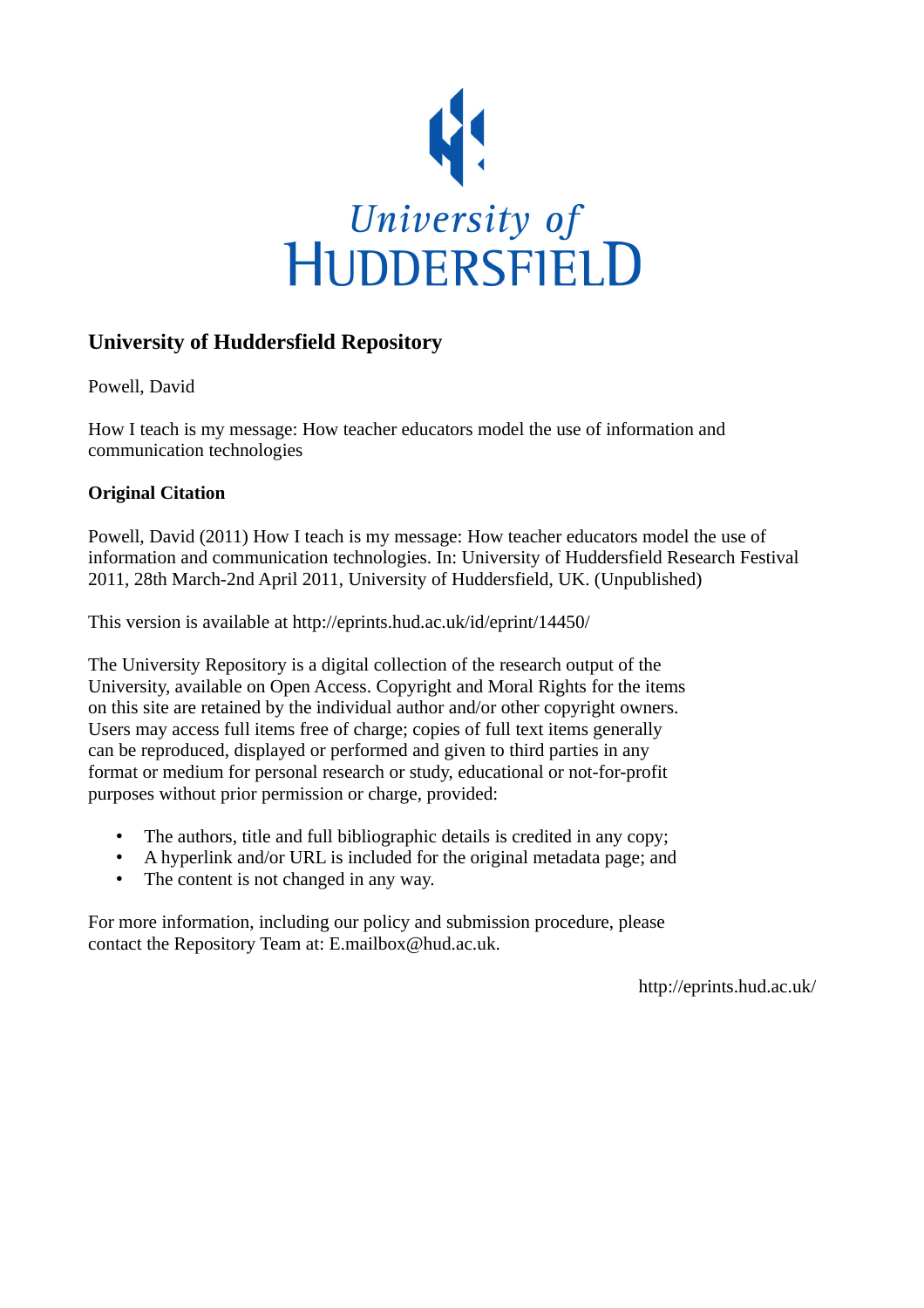University of HUDDERSFIELD

## University of Huddersfield Repository

Powell, David

How I teach is my message: How teacher educators model the use of information and communication technologies

### Original Citation

Powell, David (2011) How I teach is my message: How teacher educators model the use of information and communication technologies. In: University of Huddersfield Research Festival 2011, 28th March-2nd April 2011, University of Huddersfield, UK. (Unpublished)

This version is available at http://eprints.hud.ac.uk/id/eprint/14450/

The University Repository is a digital collection of the research output of the University, available on Open Access. Copyright and Moral Rights for the items on this site are retained by the individual author and/or other copyright owners. Users may access full items free of charge; copies of full text items generally can be reproduced, displayed or performed and given to third parties in any format or medium for personal research or study, educational or not-for-profit purposes without prior permission or charge, provided:

- The authors, title and full bibliographic details is credited in any copy;
- A hyperlink and/or URL is included for the original metadata page; and
- The content is not changed in any way.

For more information, including our policy and submission procedure, please contact the Repository Team at: E.mailbox@hud.ac.uk.

http://eprints.hud.ac.uk/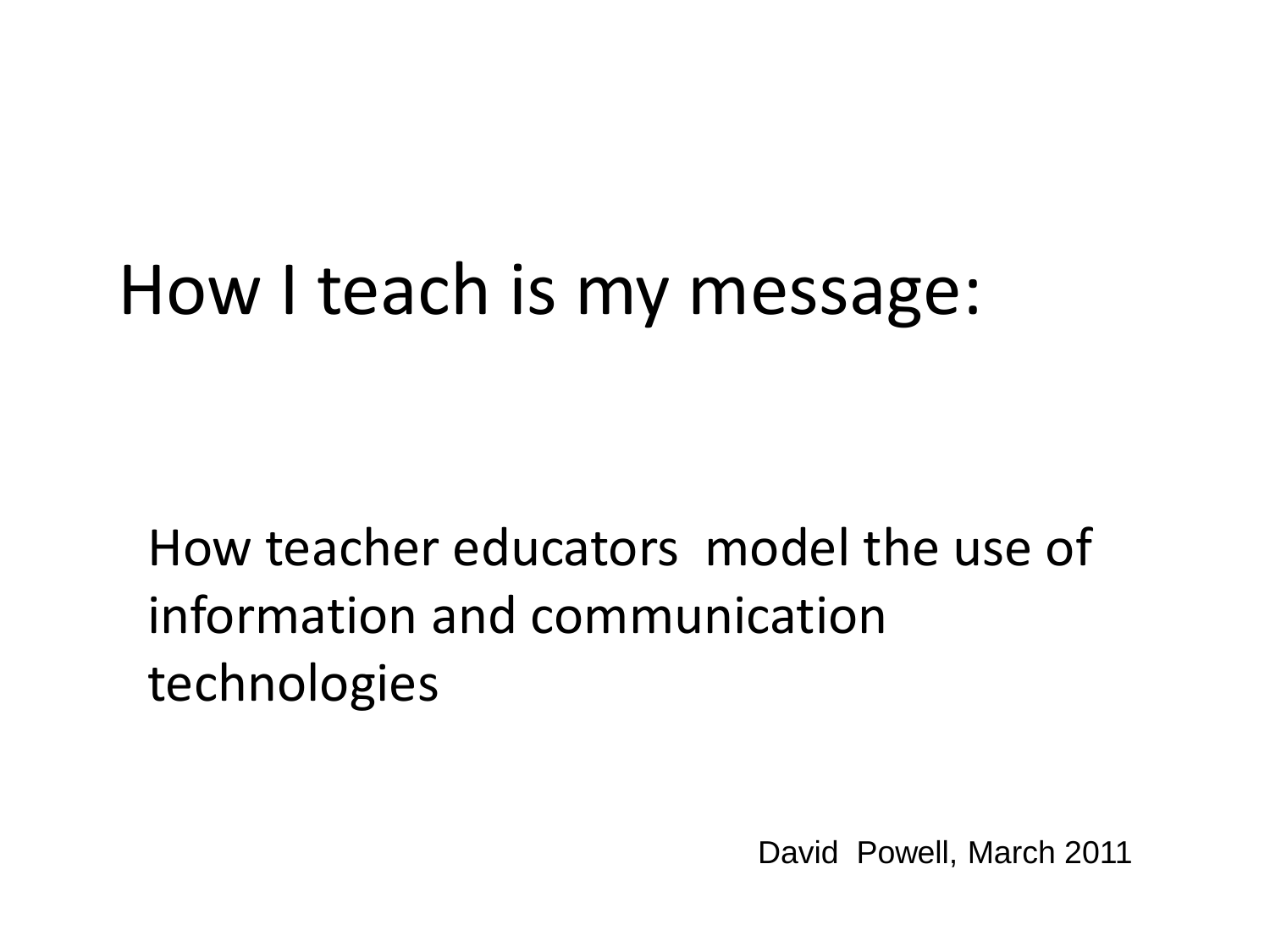# How I teach is my message:

How teacher educators model the use of information and communication technologies

David Powell, March 2011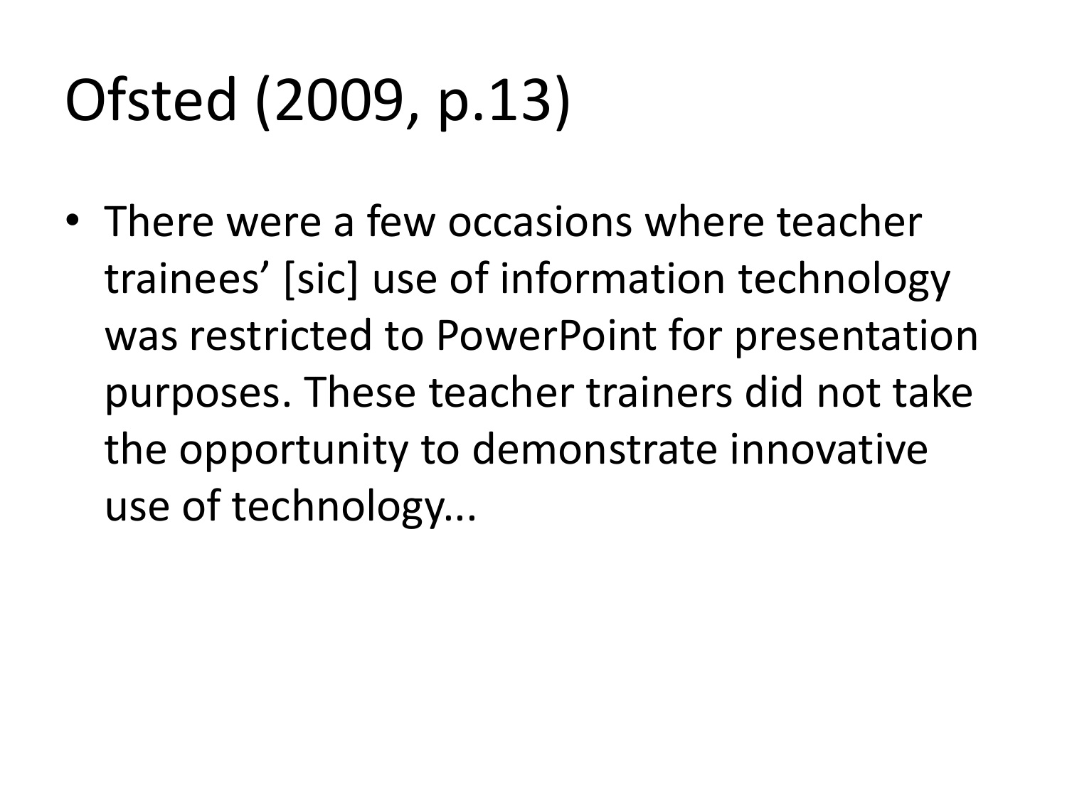# Ofsted (2009, p.13)

- There were a few occasions where teacher trainees’ [sic] use of information technology was restricted to PowerPoint for presentation purposes. These teacher trainers did not take the opportunity to demonstrate innovative use of technology...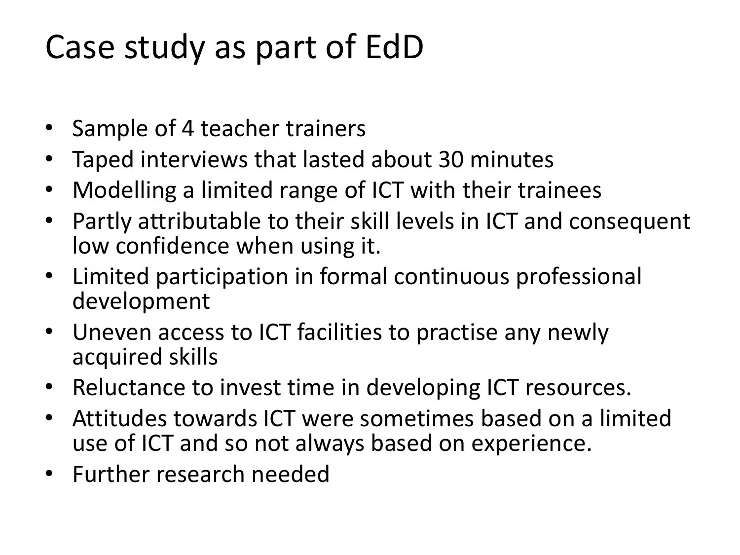# Case study as part of EdD

- Sample of 4 teacher trainers
- Taped interviews that lasted about 30 minutes
- Modelling a limited range of ICT with their trainees
- Partly attributable to their skill levels in ICT and consequent low confidence when using it.
- Limited participation in formal continuous professional development
- Uneven access to ICT facilities to practise any newly acquired skills
- Reluctance to invest time in developing ICT resources.
- Attitudes towards ICT were sometimes based on a limited use of ICT and so not always based on experience.
- Further research needed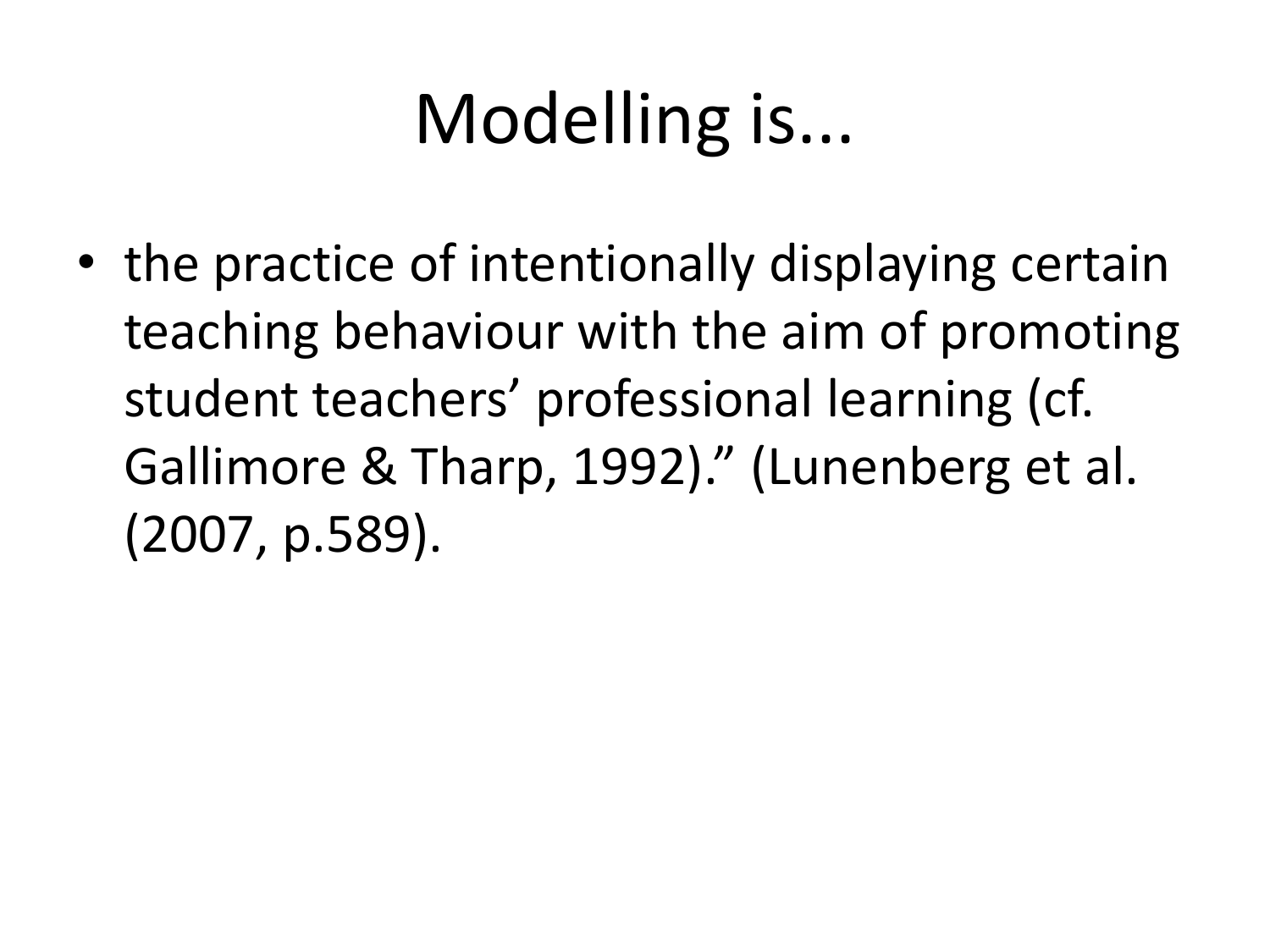# Modelling is...

- the practice of intentionally displaying certain teaching behaviour with the aim of promoting student teachers' professional learning (cf. Gallimore & Tharp, 1992)." (Lunenberg et al. (2007, p.589).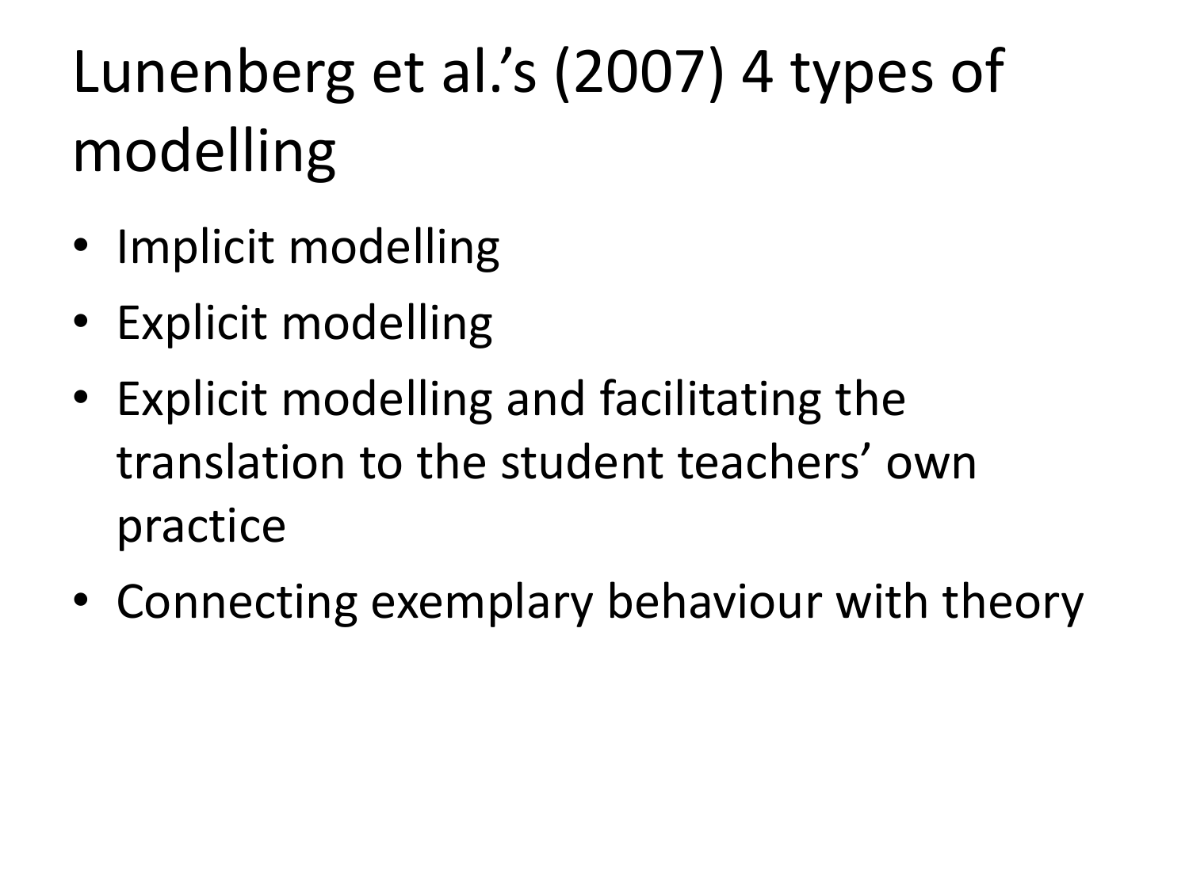# Lunenberg et al.'s (2007) 4 types of modelling

- Implicit modelling
- Explicit modelling
- Explicit modelling and facilitating the translation to the student teachers' own practice
- Connecting exemplary behaviour with theory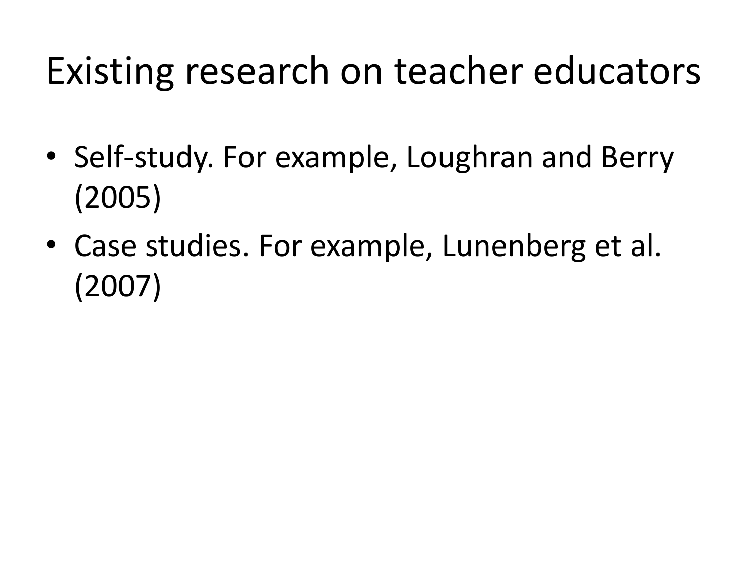# Existing research on teacher educators

- Self-study. For example, Loughran and Berry (2005)
- Case studies. For example, Lunenberg et al. (2007)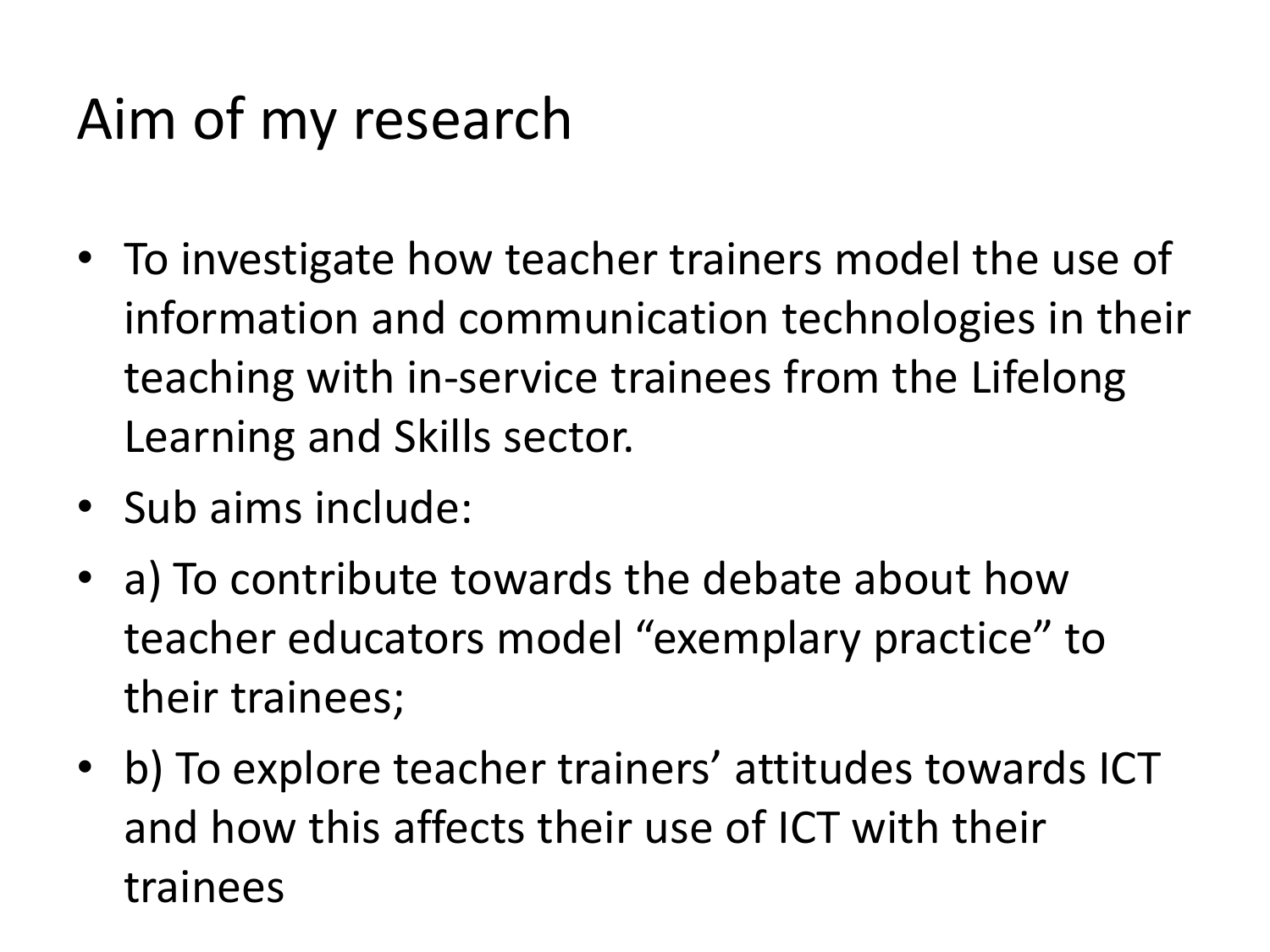# Aim of my research

- To investigate how teacher trainers model the use of information and communication technologies in their teaching with in-service trainees from the Lifelong Learning and Skills sector.
- Sub aims include:
- a) To contribute towards the debate about how teacher educators model "exemplary practice" to their trainees;
- b) To explore teacher trainers' attitudes towards ICT and how this affects their use of ICT with their trainees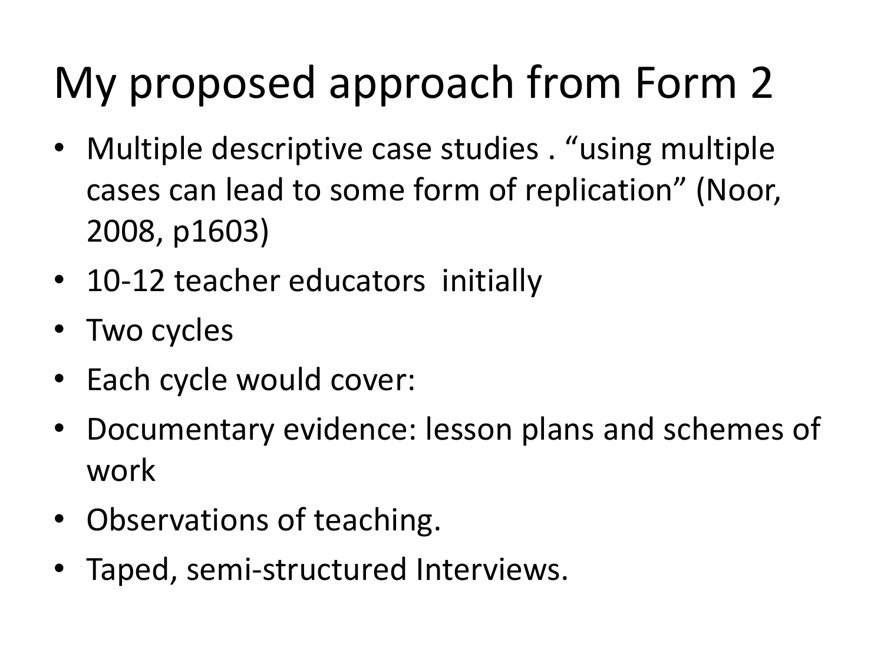# My proposed approach from Form 2

- Multiple descriptive case studies . “using multiple cases can lead to some form of replication” (Noor, 2008, p1603)
- 10-12 teacher educators  initially
- Two cycles
- Each cycle would cover:
- Documentary evidence: lesson plans and schemes of work
- Observations of teaching.
- Taped, semi-structured Interviews.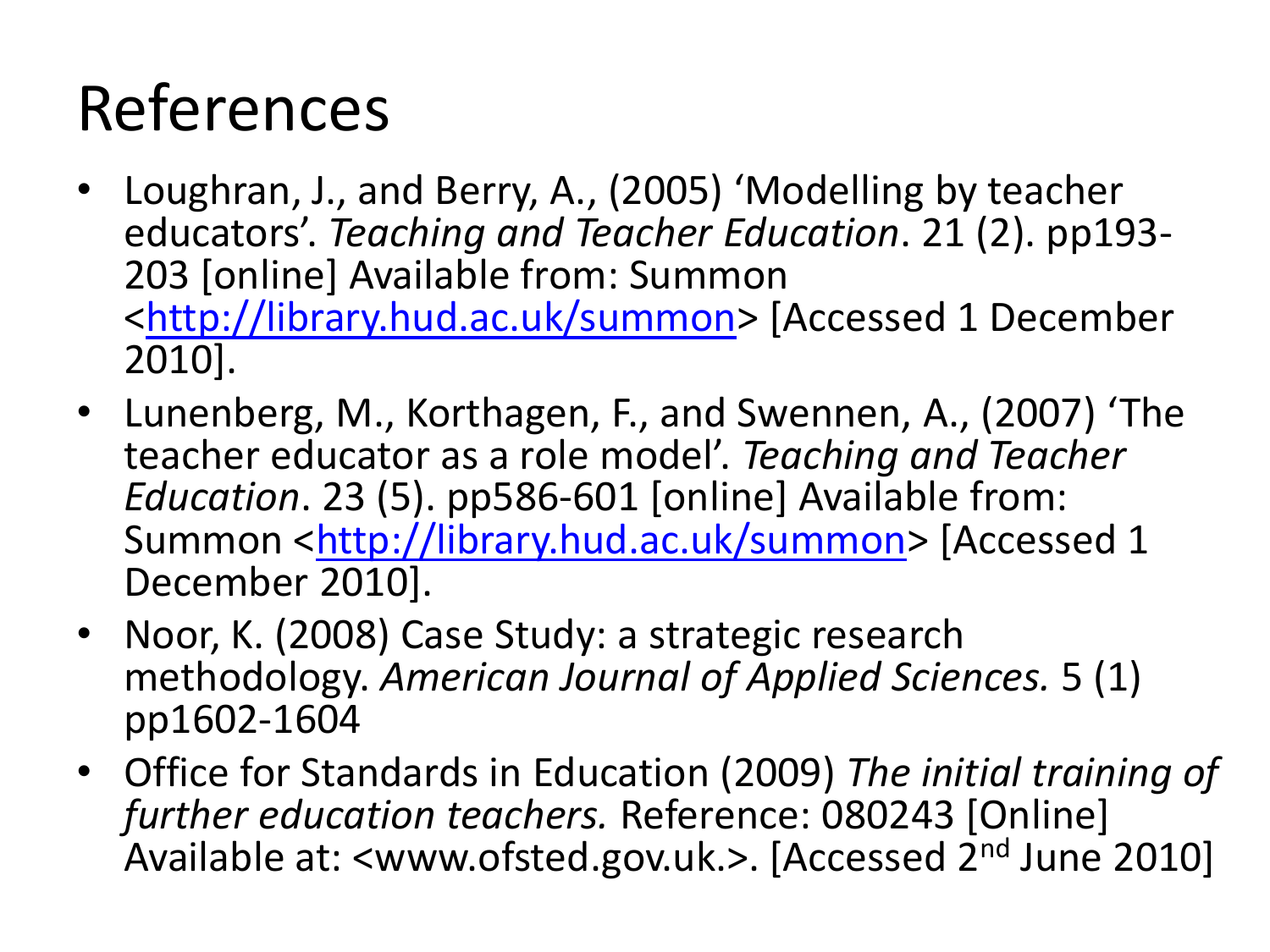# References

- Loughran, J., and Berry, A., (2005) ‘Modelling by teacher educators’. *Teaching and Teacher Education*. 21 (2). pp193-203 [online] Available from: Summon <http://library.hud.ac.uk/summon> [Accessed 1 December 2010].
- Lunenberg, M., Korthagen, F., and Swennen, A., (2007) ‘The teacher educator as a role model’. *Teaching and Teacher Education*. 23 (5). pp586-601 [online] Available from: Summon <http://library.hud.ac.uk/summon> [Accessed 1 December 2010].
- Noor, K. (2008) Case Study: a strategic research methodology. *American Journal of Applied Sciences.* 5 (1) pp1602-1604
- Office for Standards in Education (2009) *The initial training of further education teachers.* Reference: 080243 [Online] Available at: <www.ofsted.gov.uk.>. [Accessed 2nd June 2010]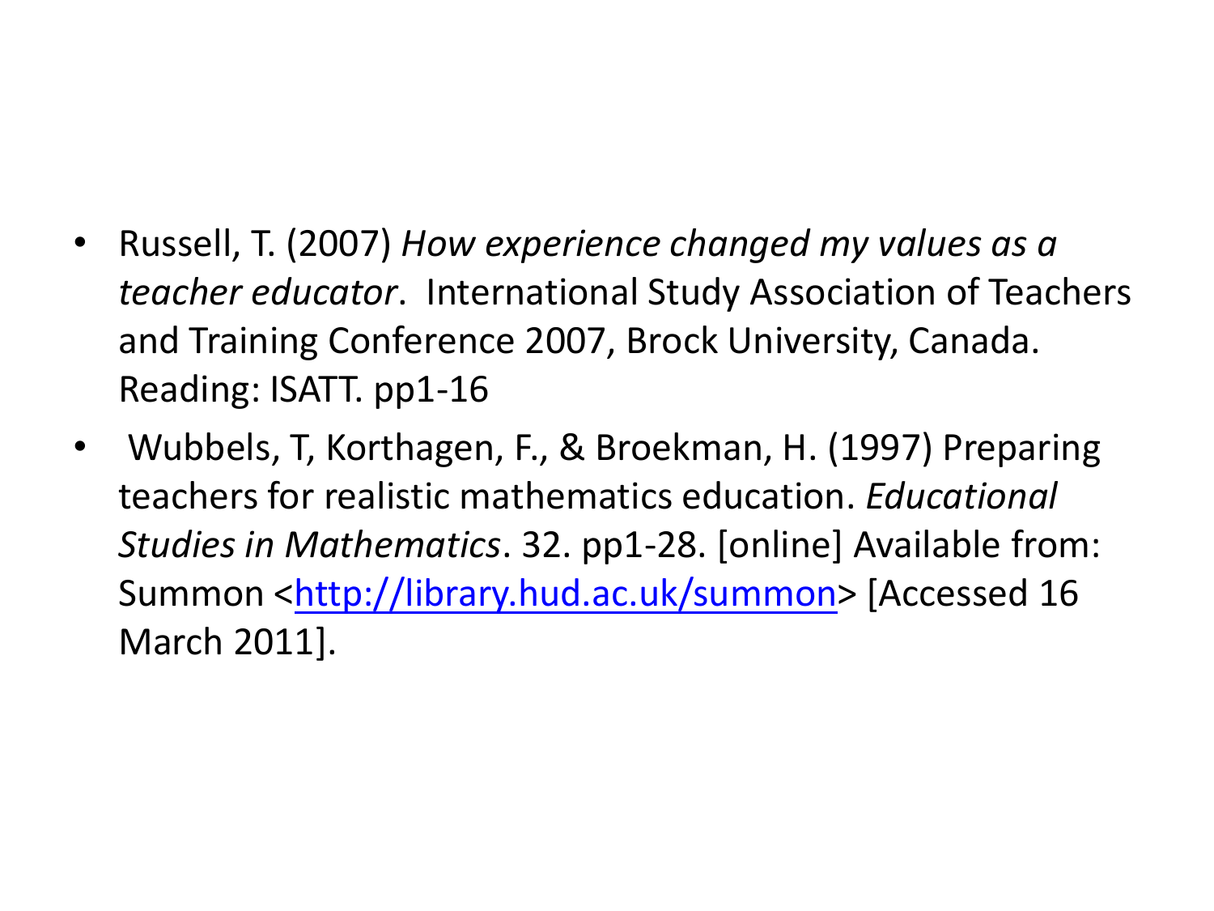- Russell, T. (2007) *How experience changed my values as a teacher educator*. International Study Association of Teachers and Training Conference 2007, Brock University, Canada. Reading: ISATT. pp1-16
- Wubbels, T, Korthagen, F., & Broekman, H. (1997) Preparing teachers for realistic mathematics education. *Educational Studies in Mathematics*. 32. pp1-28. [online] Available from: Summon <http://library.hud.ac.uk/summon> [Accessed 16 March 2011].